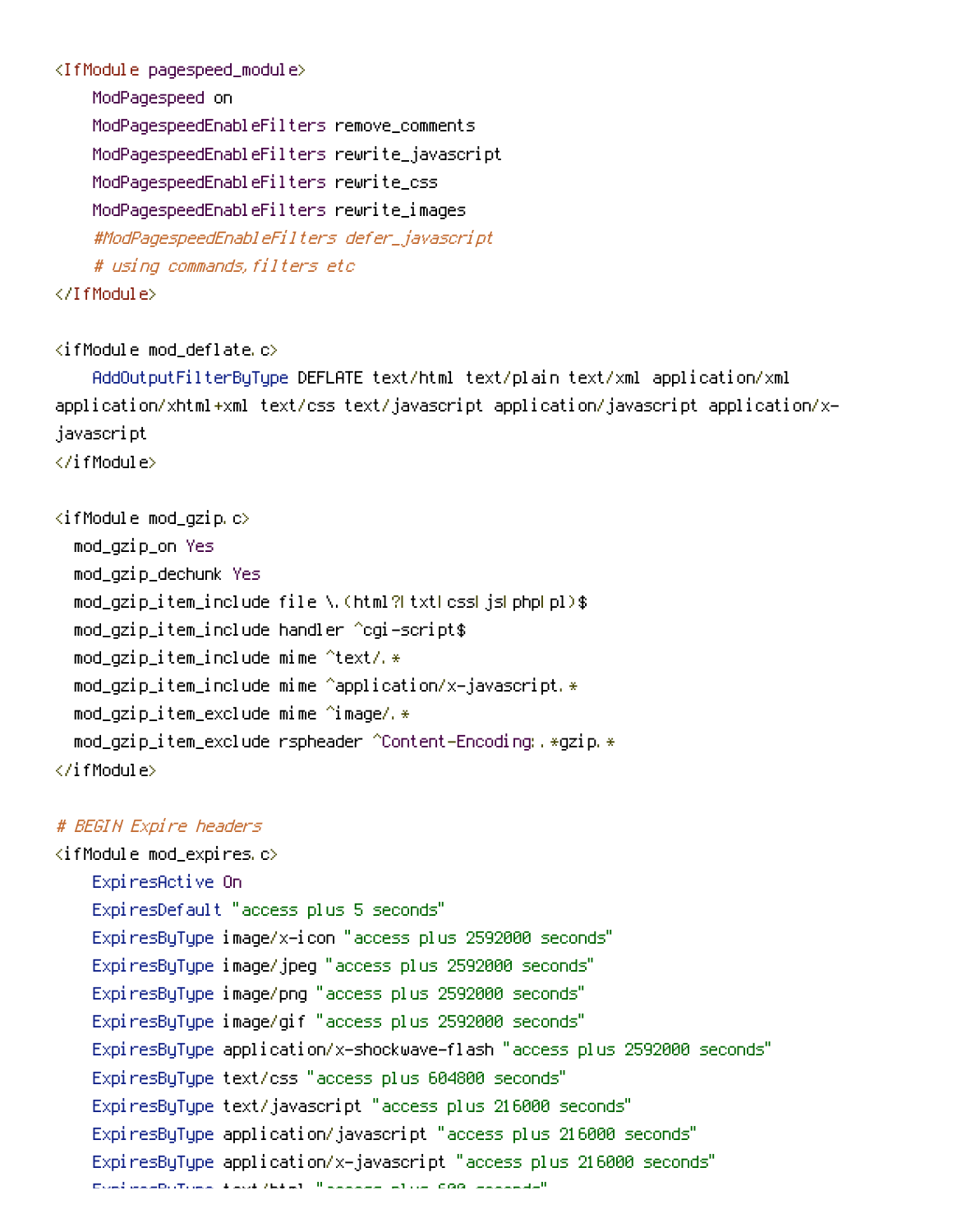```
<IfModule pagespeed_module>
    ModPagespeed on
    ModPagespeedEnableFilters remove_comments
    ModPagespeedEnableFilters rewrite_javascript
    ModPagespeedEnableFilters rewrite_css
    ModPagespeedEnableFilters rewrite_images
    #ModPagespeedEnableFilters defer_javascript
    # using commands,filters etc
</IfModule>

<ifModule mod_deflate.c>
    AddOutputFilterByType DEFLATE text/html text/plain text/xml application/xml
application/xhtml+xml text/css text/javascript application/javascript application/x-
javascript
</ifModule>

<ifModule mod_gzip.c>
  mod_gzip_on Yes
  mod_gzip_dechunk Yes
  mod_gzip_item_include file \.(html?|txt|css|js|php|pl)$
  mod_gzip_item_include handler ^cgi-script$
  mod_gzip_item_include mime ^text/.*
  mod_gzip_item_include mime ^application/x-javascript.*
  mod_gzip_item_exclude mime ^image/.*
  mod_gzip_item_exclude rspheader ^Content-Encoding:.*gzip.*
</ifModule>

# BEGIN Expire headers
<ifModule mod_expires.c>
    ExpiresActive On
    ExpiresDefault "access plus 5 seconds"
    ExpiresByType image/x-icon "access plus 2592000 seconds"
    ExpiresByType image/jpeg "access plus 2592000 seconds"
    ExpiresByType image/png "access plus 2592000 seconds"
    ExpiresByType image/gif "access plus 2592000 seconds"
    ExpiresByType application/x-shockwave-flash "access plus 2592000 seconds"
    ExpiresByType text/css "access plus 604800 seconds"
    ExpiresByType text/javascript "access plus 216000 seconds"
    ExpiresByType application/javascript "access plus 216000 seconds"
    ExpiresByType application/x-javascript "access plus 216000 seconds"
    ExpiresByType text/html "access plus 600 seconds"
```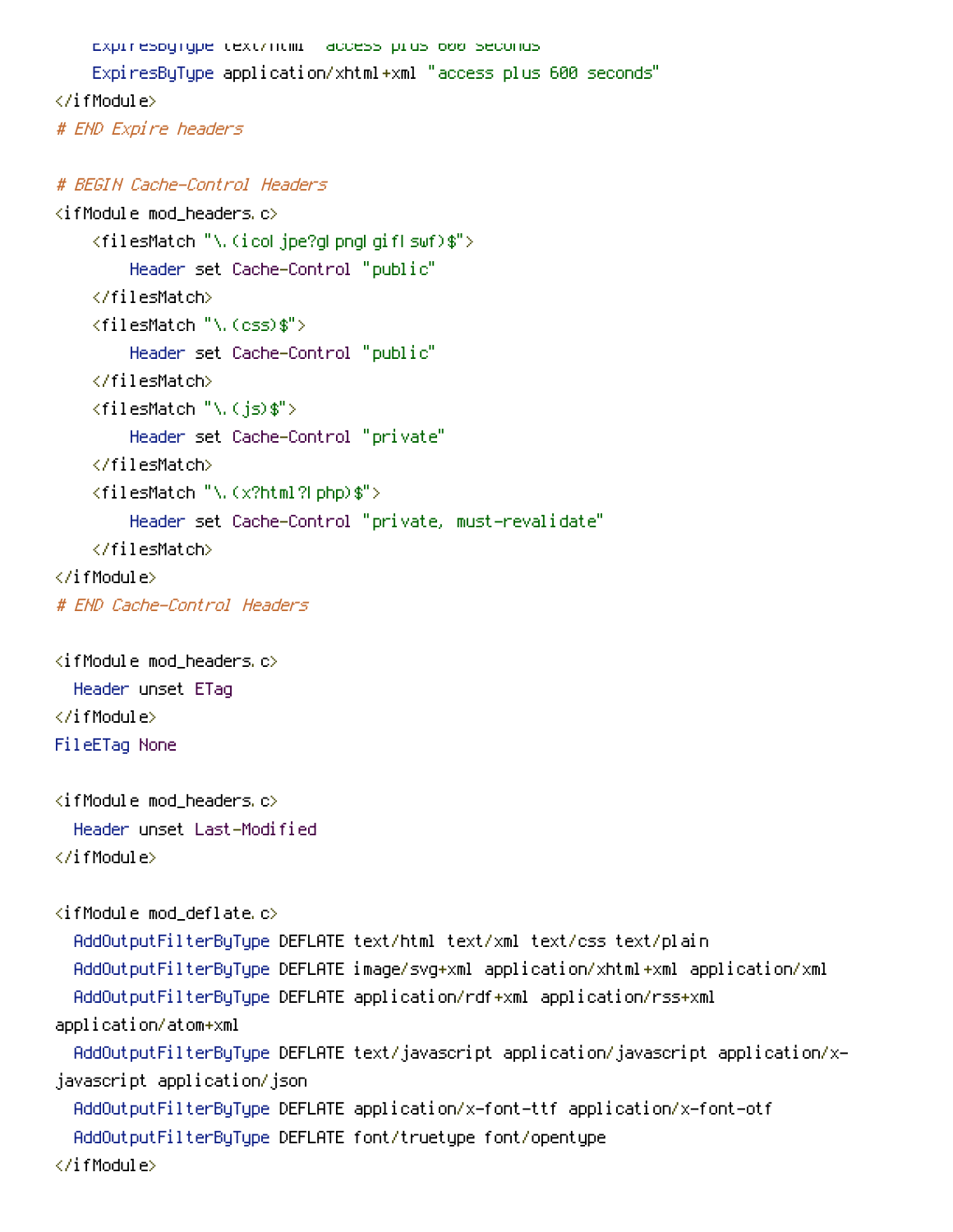```
    ExpiresByType text/html "access plus 600 seconds"
    ExpiresByType application/xhtml+xml "access plus 600 seconds"
</ifModule>
# END Expire headers

# BEGIN Cache-Control Headers
<ifModule mod_headers.c>
    <filesMatch "\.(ico|jpe?g|png|gif|swf)$">
        Header set Cache-Control "public"
    </filesMatch>
    <filesMatch "\.(css)$">
        Header set Cache-Control "public"
    </filesMatch>
    <filesMatch "\.(js)$">
        Header set Cache-Control "private"
    </filesMatch>
    <filesMatch "\.(x?html?|php)$">
        Header set Cache-Control "private, must-revalidate"
    </filesMatch>
</ifModule>
# END Cache-Control Headers

<ifModule mod_headers.c>
  Header unset ETag
</ifModule>
FileETag None

<ifModule mod_headers.c>
  Header unset Last-Modified
</ifModule>

<ifModule mod_deflate.c>
  AddOutputFilterByType DEFLATE text/html text/xml text/css text/plain
  AddOutputFilterByType DEFLATE image/svg+xml application/xhtml+xml application/xml
  AddOutputFilterByType DEFLATE application/rdf+xml application/rss+xml
application/atom+xml
  AddOutputFilterByType DEFLATE text/javascript application/javascript application/x-
javascript application/json
  AddOutputFilterByType DEFLATE application/x-font-ttf application/x-font-otf
  AddOutputFilterByType DEFLATE font/truetype font/opentype
</ifModule>
```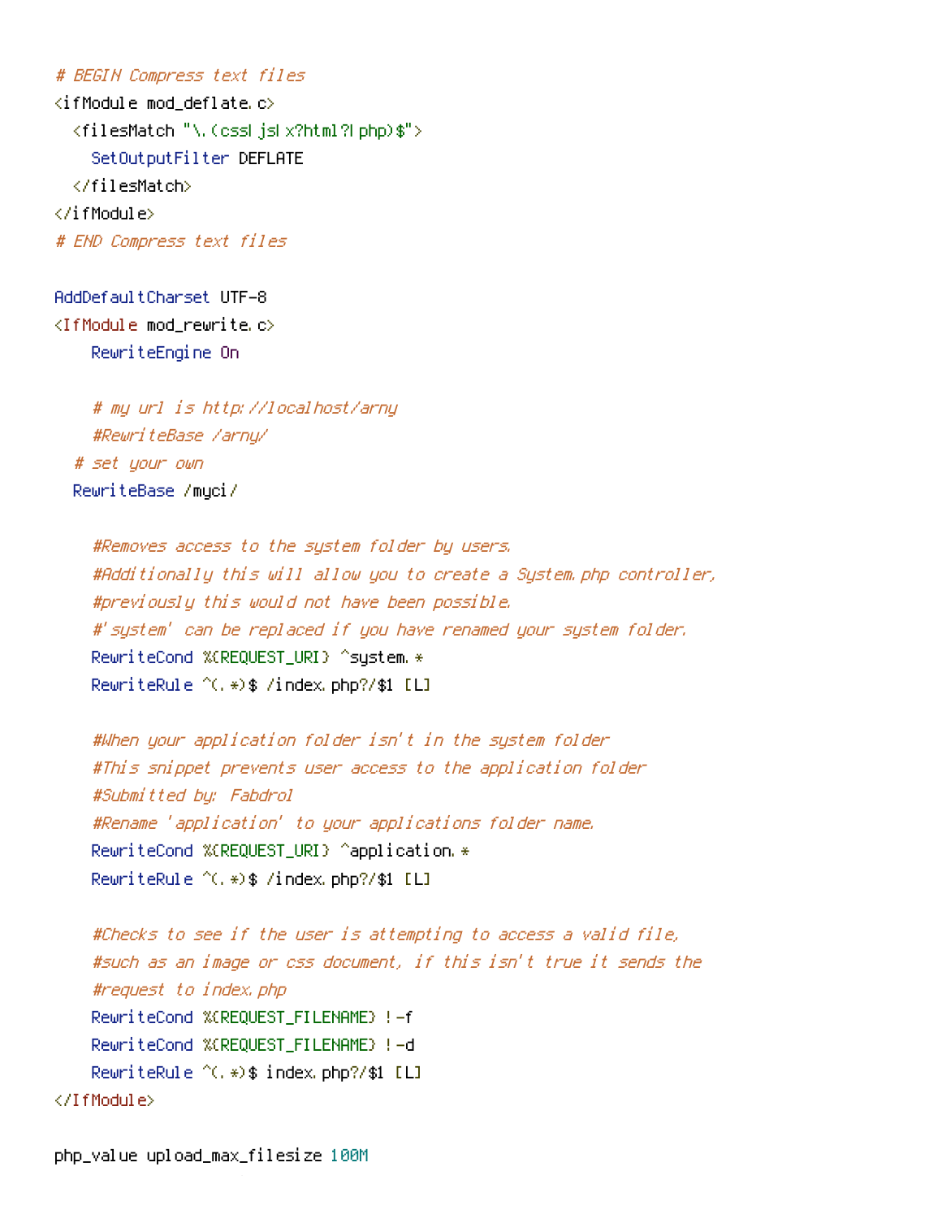```
# BEGIN Compress text files
<ifModule mod_deflate.c>
  <filesMatch "\.(css|js|x?html?|php)$">
    SetOutputFilter DEFLATE
  </filesMatch>
</ifModule>
# END Compress text files

AddDefaultCharset UTF-8
<IfModule mod_rewrite.c>
    RewriteEngine On

    # my url is http://localhost/arny
    #RewriteBase /arny/
  # set your own
  RewriteBase /myci/

    #Removes access to the system folder by users.
    #Additionally this will allow you to create a System.php controller,
    #previously this would not have been possible.
    #'system' can be replaced if you have renamed your system folder.
    RewriteCond %{REQUEST_URI} ^system.*
    RewriteRule ^(.*)$ /index.php?/$1 [L]

    #When your application folder isn't in the system folder
    #This snippet prevents user access to the application folder
    #Submitted by: Fabdrol
    #Rename 'application' to your applications folder name.
    RewriteCond %{REQUEST_URI} ^application.*
    RewriteRule ^(.*)$ /index.php?/$1 [L]

    #Checks to see if the user is attempting to access a valid file,
    #such as an image or css document, if this isn't true it sends the
    #request to index.php
    RewriteCond %{REQUEST_FILENAME} !-f
    RewriteCond %{REQUEST_FILENAME} !-d
    RewriteRule ^(.*)$ index.php?/$1 [L]
</IfModule>

php_value upload_max_filesize 100M
```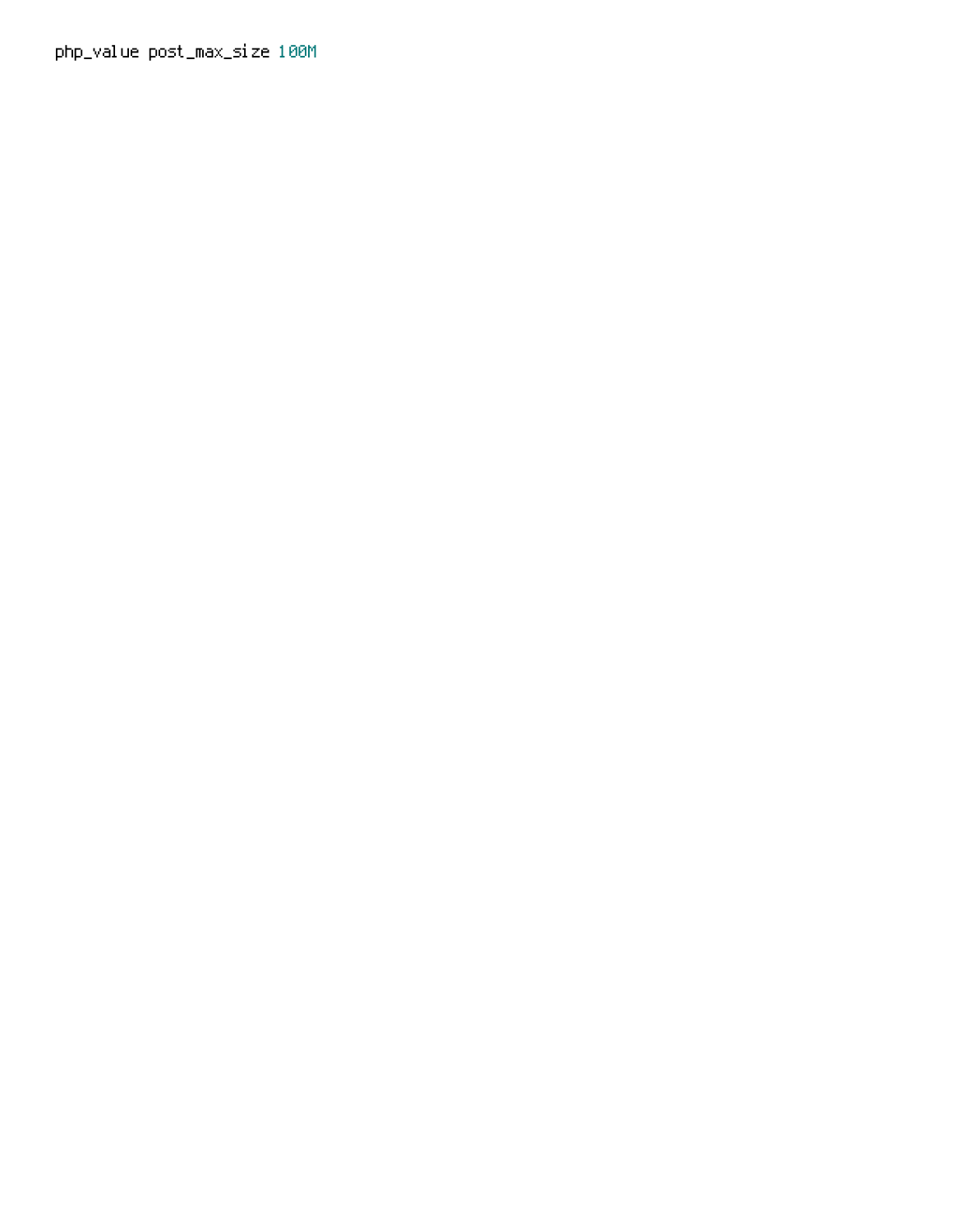```
php_value post_max_size 100M
```